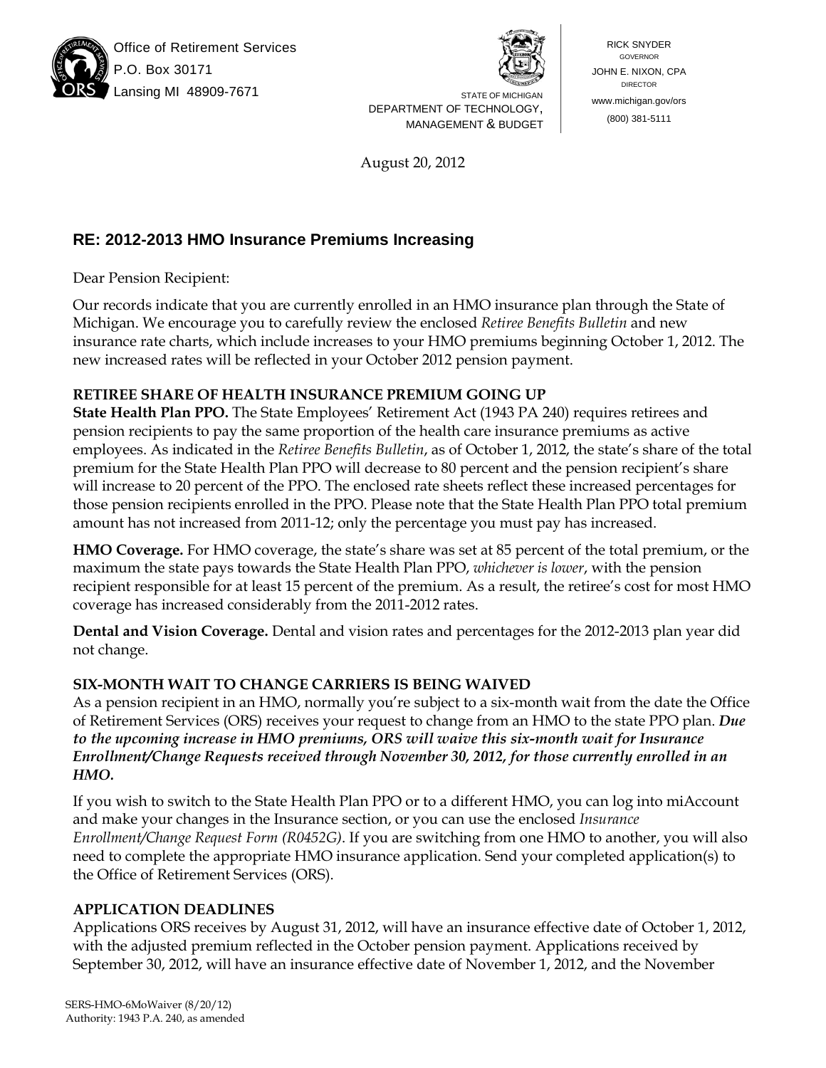Office of Retirement Services
P.O. Box 30171
Lansing MI 48909-7671

STATE OF MICHIGAN
DEPARTMENT OF TECHNOLOGY, MANAGEMENT & BUDGET

RICK SNYDER
GOVERNOR
JOHN E. NIXON, CPA
DIRECTOR
www.michigan.gov/ors
(800) 381-5111

August 20, 2012

## RE: 2012-2013 HMO Insurance Premiums Increasing

Dear Pension Recipient:

Our records indicate that you are currently enrolled in an HMO insurance plan through the State of Michigan. We encourage you to carefully review the enclosed *Retiree Benefits Bulletin* and new insurance rate charts, which include increases to your HMO premiums beginning October 1, 2012. The new increased rates will be reflected in your October 2012 pension payment.

### RETIREE SHARE OF HEALTH INSURANCE PREMIUM GOING UP

**State Health Plan PPO.** The State Employees' Retirement Act (1943 PA 240) requires retirees and pension recipients to pay the same proportion of the health care insurance premiums as active employees. As indicated in the *Retiree Benefits Bulletin*, as of October 1, 2012, the state's share of the total premium for the State Health Plan PPO will decrease to 80 percent and the pension recipient's share will increase to 20 percent of the PPO. The enclosed rate sheets reflect these increased percentages for those pension recipients enrolled in the PPO. Please note that the State Health Plan PPO total premium amount has not increased from 2011-12; only the percentage you must pay has increased.

**HMO Coverage.** For HMO coverage, the state's share was set at 85 percent of the total premium, or the maximum the state pays towards the State Health Plan PPO, *whichever is lower*, with the pension recipient responsible for at least 15 percent of the premium. As a result, the retiree's cost for most HMO coverage has increased considerably from the 2011-2012 rates.

**Dental and Vision Coverage.** Dental and vision rates and percentages for the 2012-2013 plan year did not change.

### SIX-MONTH WAIT TO CHANGE CARRIERS IS BEING WAIVED

As a pension recipient in an HMO, normally you're subject to a six-month wait from the date the Office of Retirement Services (ORS) receives your request to change from an HMO to the state PPO plan. ***Due to the upcoming increase in HMO premiums, ORS will waive this six-month wait for Insurance Enrollment/Change Requests received through November 30, 2012, for those currently enrolled in an HMO.***

If you wish to switch to the State Health Plan PPO or to a different HMO, you can log into miAccount and make your changes in the Insurance section, or you can use the enclosed *Insurance Enrollment/Change Request Form (R0452G)*. If you are switching from one HMO to another, you will also need to complete the appropriate HMO insurance application. Send your completed application(s) to the Office of Retirement Services (ORS).

### APPLICATION DEADLINES

Applications ORS receives by August 31, 2012, will have an insurance effective date of October 1, 2012, with the adjusted premium reflected in the October pension payment. Applications received by September 30, 2012, will have an insurance effective date of November 1, 2012, and the November

SERS-HMO-6MoWaiver (8/20/12)
Authority: 1943 P.A. 240, as amended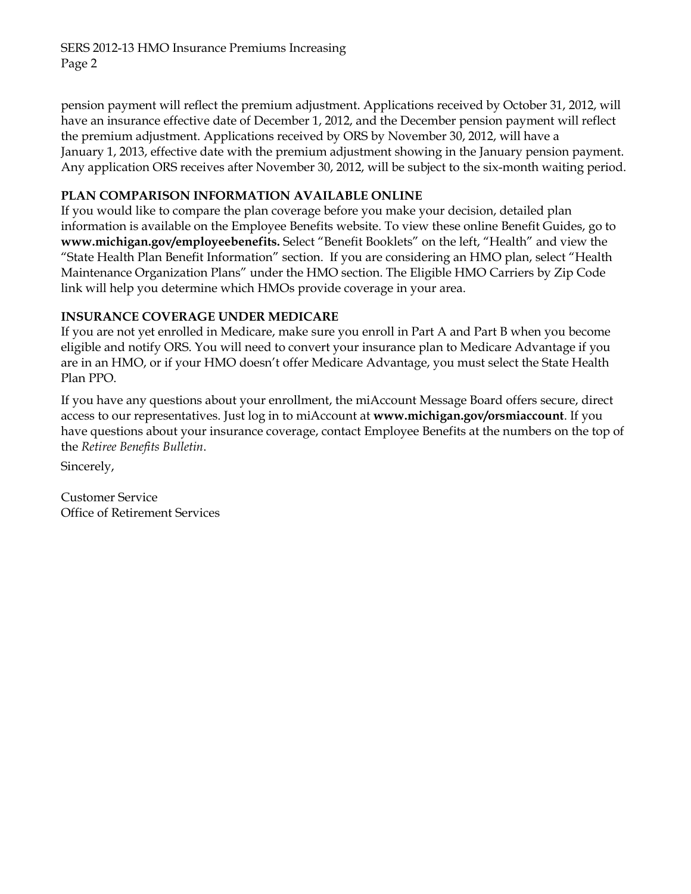pension payment will reflect the premium adjustment. Applications received by October 31, 2012, will have an insurance effective date of December 1, 2012, and the December pension payment will reflect the premium adjustment. Applications received by ORS by November 30, 2012, will have a January 1, 2013, effective date with the premium adjustment showing in the January pension payment. Any application ORS receives after November 30, 2012, will be subject to the six-month waiting period.

**PLAN COMPARISON INFORMATION AVAILABLE ONLINE**

If you would like to compare the plan coverage before you make your decision, detailed plan information is available on the Employee Benefits website. To view these online Benefit Guides, go to **www.michigan.gov/employeebenefits.** Select "Benefit Booklets" on the left, "Health" and view the "State Health Plan Benefit Information" section. If you are considering an HMO plan, select "Health Maintenance Organization Plans" under the HMO section. The Eligible HMO Carriers by Zip Code link will help you determine which HMOs provide coverage in your area.

**INSURANCE COVERAGE UNDER MEDICARE**

If you are not yet enrolled in Medicare, make sure you enroll in Part A and Part B when you become eligible and notify ORS. You will need to convert your insurance plan to Medicare Advantage if you are in an HMO, or if your HMO doesn't offer Medicare Advantage, you must select the State Health Plan PPO.

If you have any questions about your enrollment, the miAccount Message Board offers secure, direct access to our representatives. Just log in to miAccount at **www.michigan.gov/orsmiaccount**. If you have questions about your insurance coverage, contact Employee Benefits at the numbers on the top of the *Retiree Benefits Bulletin*.

Sincerely,

Customer Service
Office of Retirement Services